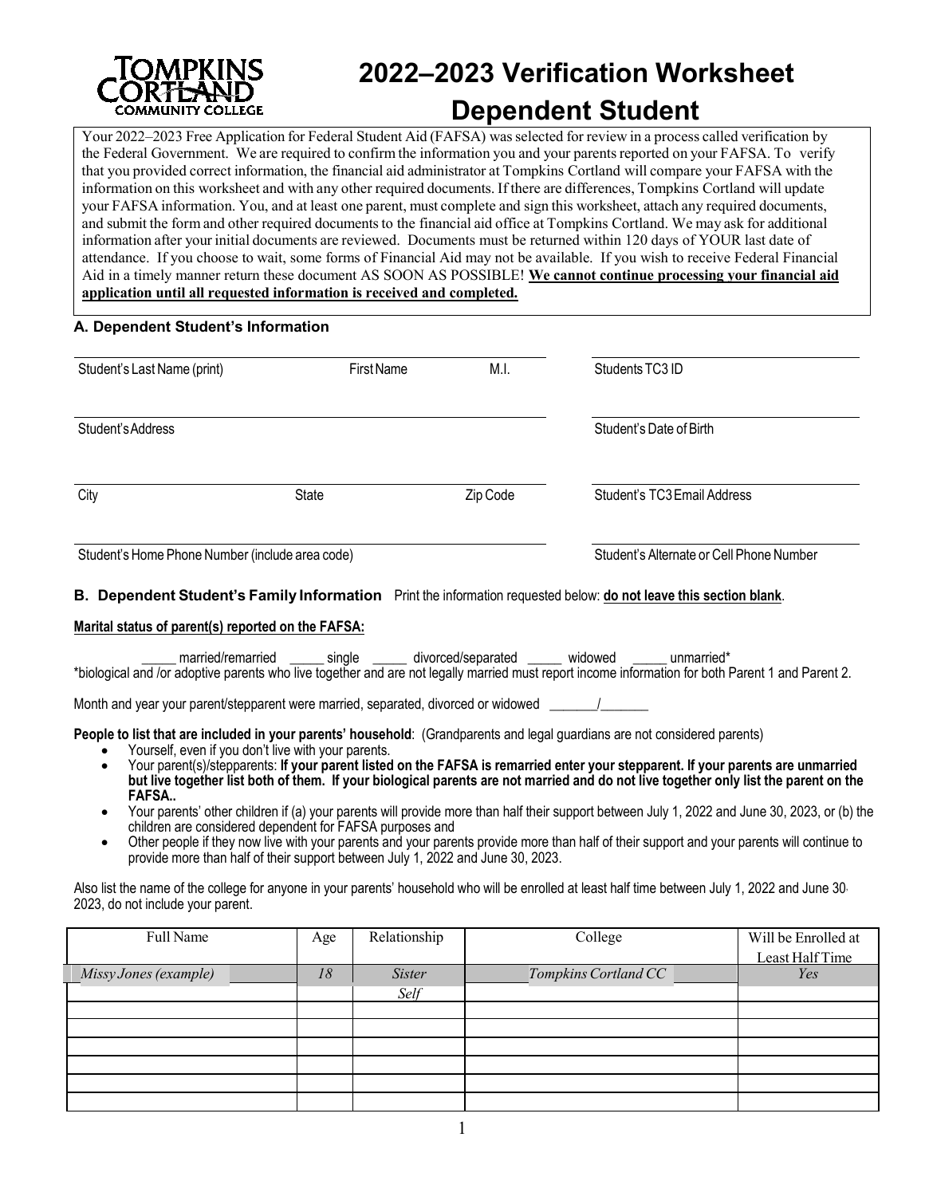# 2022–2023 Verification Worksheet
# Dependent Student

TOMPKINS CORTLAND COMMUNITY COLLEGE

Your 2022–2023 Free Application for Federal Student Aid (FAFSA) was selected for review in a process called verification by the Federal Government. We are required to confirm the information you and your parents reported on your FAFSA. To verify that you provided correct information, the financial aid administrator at Tompkins Cortland will compare your FAFSA with the information on this worksheet and with any other required documents. If there are differences, Tompkins Cortland will update your FAFSA information. You, and at least one parent, must complete and sign this worksheet, attach any required documents, and submit the form and other required documents to the financial aid office at Tompkins Cortland. We may ask for additional information after your initial documents are reviewed. Documents must be returned within 120 days of YOUR last date of attendance. If you choose to wait, some forms of Financial Aid may not be available. If you wish to receive Federal Financial Aid in a timely manner return these document AS SOON AS POSSIBLE! **We cannot continue processing your financial aid application until all requested information is received and completed.**

## A. Dependent Student's Information

Student's Last Name (print) ____________ First Name ____________ M.I. ____ Students TC3 ID ____________

Student's Address ____________ Student's Date of Birth ____________

City ____________ State ____________ Zip Code ____________ Student's TC3 Email Address ____________

Student's Home Phone Number (include area code) ____________ Student's Alternate or Cell Phone Number ____________

## B. Dependent Student's Family Information

Print the information requested below: **do not leave this section blank**.

**Marital status of parent(s) reported on the FAFSA:**

_____ married/remarried _____ single _____ divorced/separated _____ widowed _____ unmarried*

*biological and /or adoptive parents who live together and are not legally married must report income information for both Parent 1 and Parent 2.

Month and year your parent/stepparent were married, separated, divorced or widowed _______/_______

**People to list that are included in your parents' household**: (Grandparents and legal guardians are not considered parents)

- Yourself, even if you don't live with your parents.
- Your parent(s)/stepparents: **If your parent listed on the FAFSA is remarried enter your stepparent. If your parents are unmarried but live together list both of them. If your biological parents are not married and do not live together only list the parent on the FAFSA..**
- Your parents' other children if (a) your parents will provide more than half their support between July 1, 2022 and June 30, 2023, or (b) the children are considered dependent for FAFSA purposes and
- Other people if they now live with your parents and your parents provide more than half of their support and your parents will continue to provide more than half of their support between July 1, 2022 and June 30, 2023.

Also list the name of the college for anyone in your parents' household who will be enrolled at least half time between July 1, 2022 and June 30, 2023, do not include your parent.

| Full Name | Age | Relationship | College | Will be Enrolled at Least Half Time |
|---|---|---|---|---|
| *Missy Jones (example)* | *18* | *Sister* | *Tompkins Cortland CC* | *Yes* |
| | | *Self* | | |
| | | | | |
| | | | | |
| | | | | |
| | | | | |
| | | | | |
| | | | | |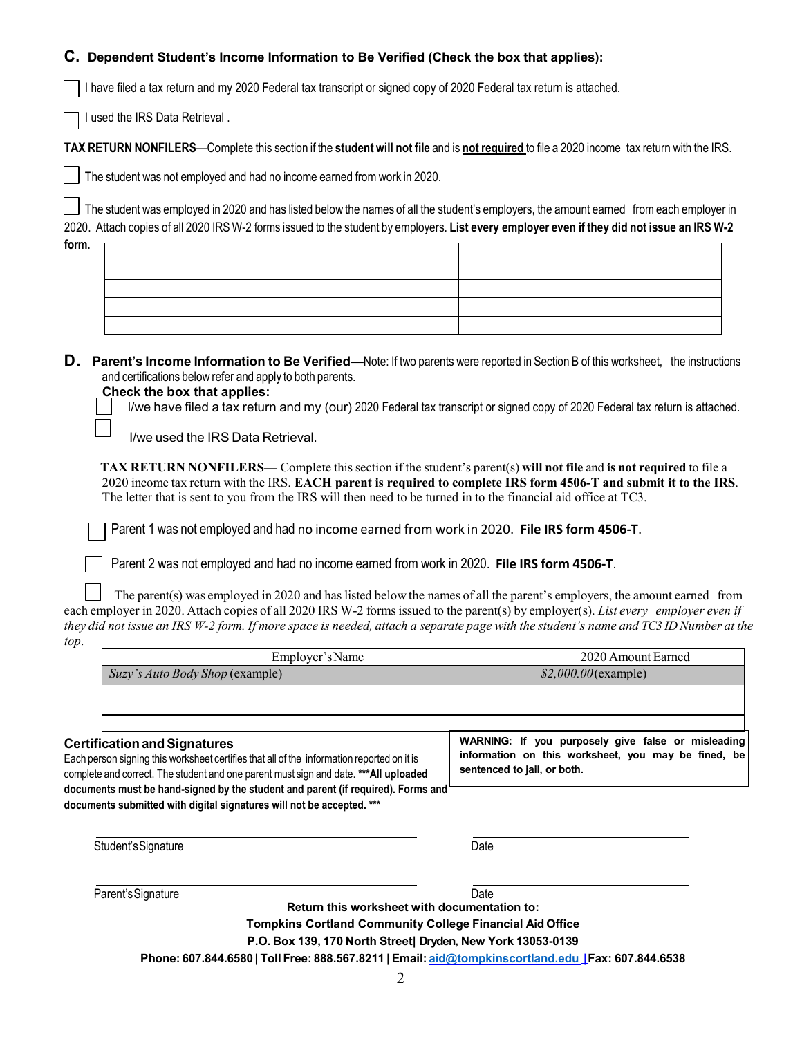## C. Dependent Student's Income Information to Be Verified (Check the box that applies):

☐ I have filed a tax return and my 2020 Federal tax transcript or signed copy of 2020 Federal tax return is attached.

☐ I used the IRS Data Retrieval .

**TAX RETURN NONFILERS**—Complete this section if the **student will not file** and is **not required** to file a 2020 income tax return with the IRS.

☐ The student was not employed and had no income earned from work in 2020.

☐ The student was employed in 2020 and has listed below the names of all the student's employers, the amount earned from each employer in 2020. Attach copies of all 2020 IRS W-2 forms issued to the student by employers. **List every employer even if they did not issue an IRS W-2 form.**

| | |
|---|---|
| | |
| | |
| | |
| | |
| | |

## D. Parent's Income Information to Be Verified—

Note: If two parents were reported in Section B of this worksheet, the instructions and certifications below refer and apply to both parents.

**Check the box that applies:**

☐ I/we have filed a tax return and my (our) 2020 Federal tax transcript or signed copy of 2020 Federal tax return is attached.

☐ I/we used the IRS Data Retrieval.

**TAX RETURN NONFILERS**— Complete this section if the student's parent(s) **will not file** and **is not required** to file a 2020 income tax return with the IRS. **EACH parent is required to complete IRS form 4506-T and submit it to the IRS**. The letter that is sent to you from the IRS will then need to be turned in to the financial aid office at TC3.

☐ Parent 1 was not employed and had no income earned from work in 2020. **File IRS form 4506-T**.

☐ Parent 2 was not employed and had no income earned from work in 2020. **File IRS form 4506-T**.

☐ The parent(s) was employed in 2020 and has listed below the names of all the parent's employers, the amount earned from each employer in 2020. Attach copies of all 2020 IRS W-2 forms issued to the parent(s) by employer(s). *List every employer even if they did not issue an IRS W-2 form. If more space is needed, attach a separate page with the student's name and TC3 ID Number at the top*.

| Employer's Name | 2020 Amount Earned |
|---|---|
| *Suzy's Auto Body Shop* (example) | *$2,000.00* (example) |
| | |
| | |
| | |

### Certification and Signatures

Each person signing this worksheet certifies that all of the information reported on it is complete and correct. The student and one parent must sign and date. **\*\*\*All uploaded documents must be hand-signed by the student and parent (if required). Forms and documents submitted with digital signatures will not be accepted. \*\*\***

**WARNING: If you purposely give false or misleading information on this worksheet, you may be fined, be sentenced to jail, or both.**

\_\_\_\_\_\_\_\_\_\_\_\_\_\_\_\_\_\_\_\_\_\_\_\_\_\_\_\_\_\_ \_\_\_\_\_\_\_\_\_\_\_\_\_\_\_\_\_\_\_\_
Student's Signature Date

\_\_\_\_\_\_\_\_\_\_\_\_\_\_\_\_\_\_\_\_\_\_\_\_\_\_\_\_\_\_ \_\_\_\_\_\_\_\_\_\_\_\_\_\_\_\_\_\_\_\_
Parent's Signature Date

**Return this worksheet with documentation to:**

**Tompkins Cortland Community College Financial Aid Office**

**P.O. Box 139, 170 North Street| Dryden, New York 13053-0139**

**Phone: 607.844.6580 | Toll Free: 888.567.8211 | Email: aid@tompkinscortland.edu | Fax: 607.844.6538**